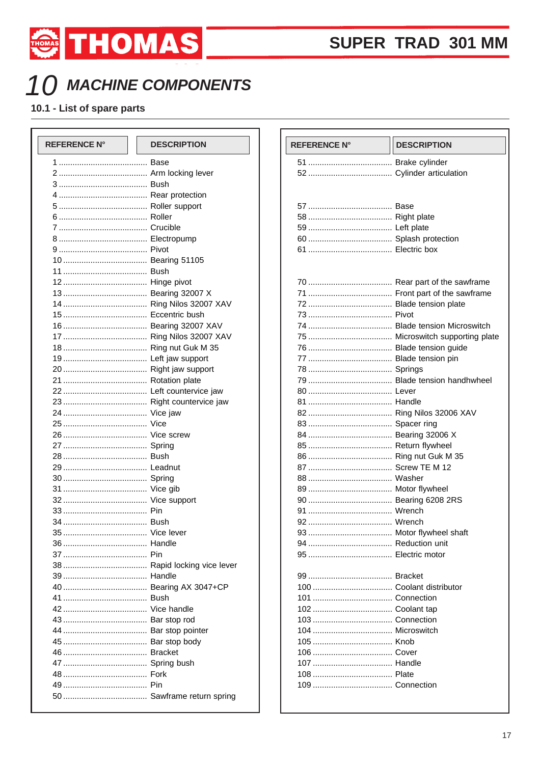# 10 MACHINE COMPONENTS

## 10.1 - List of spare parts

| REFERENCE N° | DESCRIPTION |
|---|---|
| 1 | Base |
| 2 | Arm locking lever |
| 3 | Bush |
| 4 | Rear protection |
| 5 | Roller support |
| 6 | Roller |
| 7 | Crucible |
| 8 | Electropump |
| 9 | Pivot |
| 10 | Bearing 51105 |
| 11 | Bush |
| 12 | Hinge pivot |
| 13 | Bearing 32007 X |
| 14 | Ring Nilos 32007 XAV |
| 15 | Eccentric bush |
| 16 | Bearing 32007 XAV |
| 17 | Ring Nilos 32007 XAV |
| 18 | Ring nut Guk M 35 |
| 19 | Left jaw support |
| 20 | Right jaw support |
| 21 | Rotation plate |
| 22 | Left countervice jaw |
| 23 | Right countervice jaw |
| 24 | Vice jaw |
| 25 | Vice |
| 26 | Vice screw |
| 27 | Spring |
| 28 | Bush |
| 29 | Leadnut |
| 30 | Spring |
| 31 | Vice gib |
| 32 | Vice support |
| 33 | Pin |
| 34 | Bush |
| 35 | Vice lever |
| 36 | Handle |
| 37 | Pin |
| 38 | Rapid locking vice lever |
| 39 | Handle |
| 40 | Bearing AX 3047+CP |
| 41 | Bush |
| 42 | Vice handle |
| 43 | Bar stop rod |
| 44 | Bar stop pointer |
| 45 | Bar stop body |
| 46 | Bracket |
| 47 | Spring bush |
| 48 | Fork |
| 49 | Pin |
| 50 | Sawframe return spring |

| REFERENCE N° | DESCRIPTION |
|---|---|
| 51 | Brake cylinder |
| 52 | Cylinder articulation |
| 57 | Base |
| 58 | Right plate |
| 59 | Left plate |
| 60 | Splash protection |
| 61 | Electric box |
| 70 | Rear part of the sawframe |
| 71 | Front part of the sawframe |
| 72 | Blade tension plate |
| 73 | Pivot |
| 74 | Blade tension Microswitch |
| 75 | Microswitch supporting plate |
| 76 | Blade tension guide |
| 77 | Blade tension pin |
| 78 | Springs |
| 79 | Blade tension handhwheel |
| 80 | Lever |
| 81 | Handle |
| 82 | Ring Nilos 32006 XAV |
| 83 | Spacer ring |
| 84 | Bearing 32006 X |
| 85 | Return flywheel |
| 86 | Ring nut Guk M 35 |
| 87 | Screw TE M 12 |
| 88 | Washer |
| 89 | Motor flywheel |
| 90 | Bearing 6208 2RS |
| 91 | Wrench |
| 92 | Wrench |
| 93 | Motor flywheel shaft |
| 94 | Reduction unit |
| 95 | Electric motor |
| 99 | Bracket |
| 100 | Coolant distributor |
| 101 | Connection |
| 102 | Coolant tap |
| 103 | Connection |
| 104 | Microswitch |
| 105 | Knob |
| 106 | Cover |
| 107 | Handle |
| 108 | Plate |
| 109 | Connection |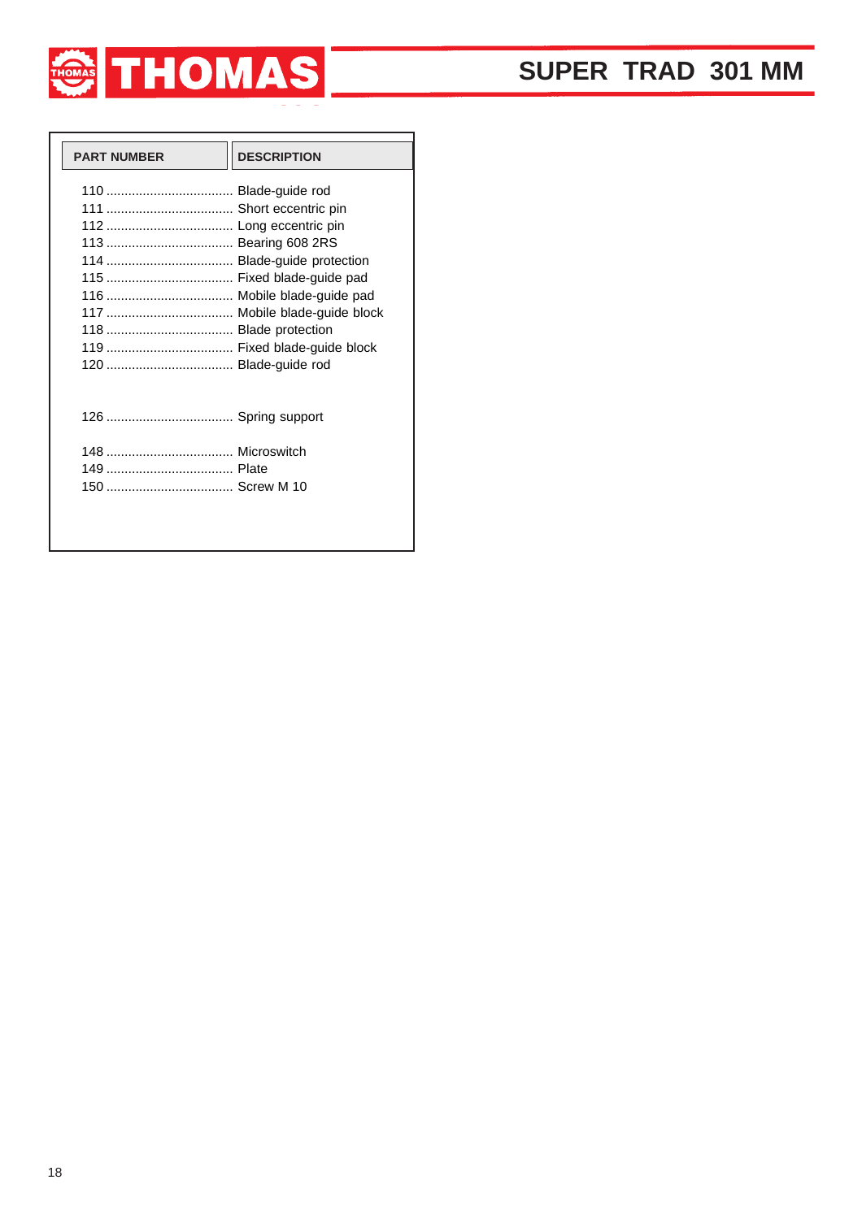# SUPER TRAD 301 MM

| PART NUMBER | DESCRIPTION |
|---|---|
| 110 | Blade-guide rod |
| 111 | Short eccentric pin |
| 112 | Long eccentric pin |
| 113 | Bearing 608 2RS |
| 114 | Blade-guide protection |
| 115 | Fixed blade-guide pad |
| 116 | Mobile blade-guide pad |
| 117 | Mobile blade-guide block |
| 118 | Blade protection |
| 119 | Fixed blade-guide block |
| 120 | Blade-guide rod |
| 126 | Spring support |
| 148 | Microswitch |
| 149 | Plate |
| 150 | Screw M 10 |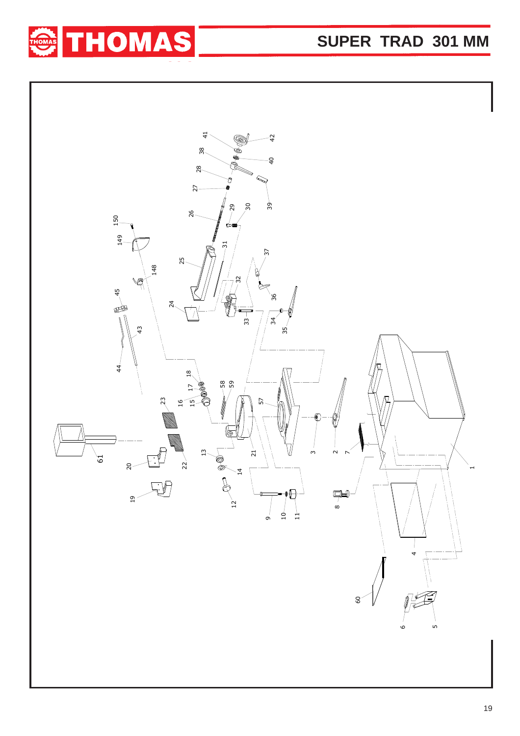# SUPER TRAD 301 MM

1 2 3 4 5 6 7 8 9 10 11 12 13 14 15 16 17 18 19 20 21 22 23 24 25 26 27 28 29 30 31 32 33 34 35 36 37 38 39 40 41 42 43 44 45 57 58 59 60 61 148 149 150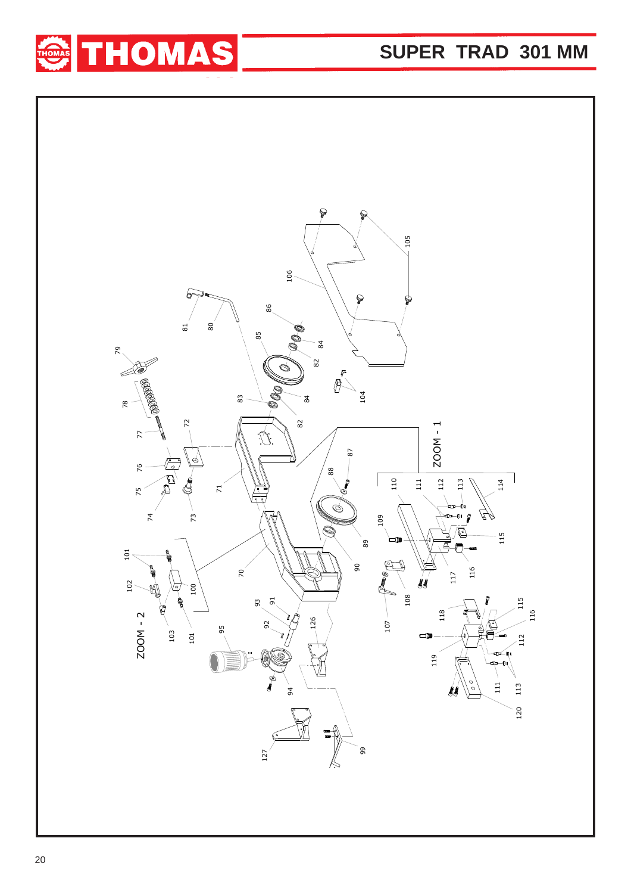THOMAS

# SUPER TRAD 301 MM

ZOOM - 1

ZOOM - 2

70 71 72 73 74 75 76 77 78 79 80 81 82 83 84 85 86 87 88 89 90 91 92 93 94 95 99 100 101 102 103 104 105 106 107 108 109 110 111 112 113 114 115 116 117 118 119 120 126 127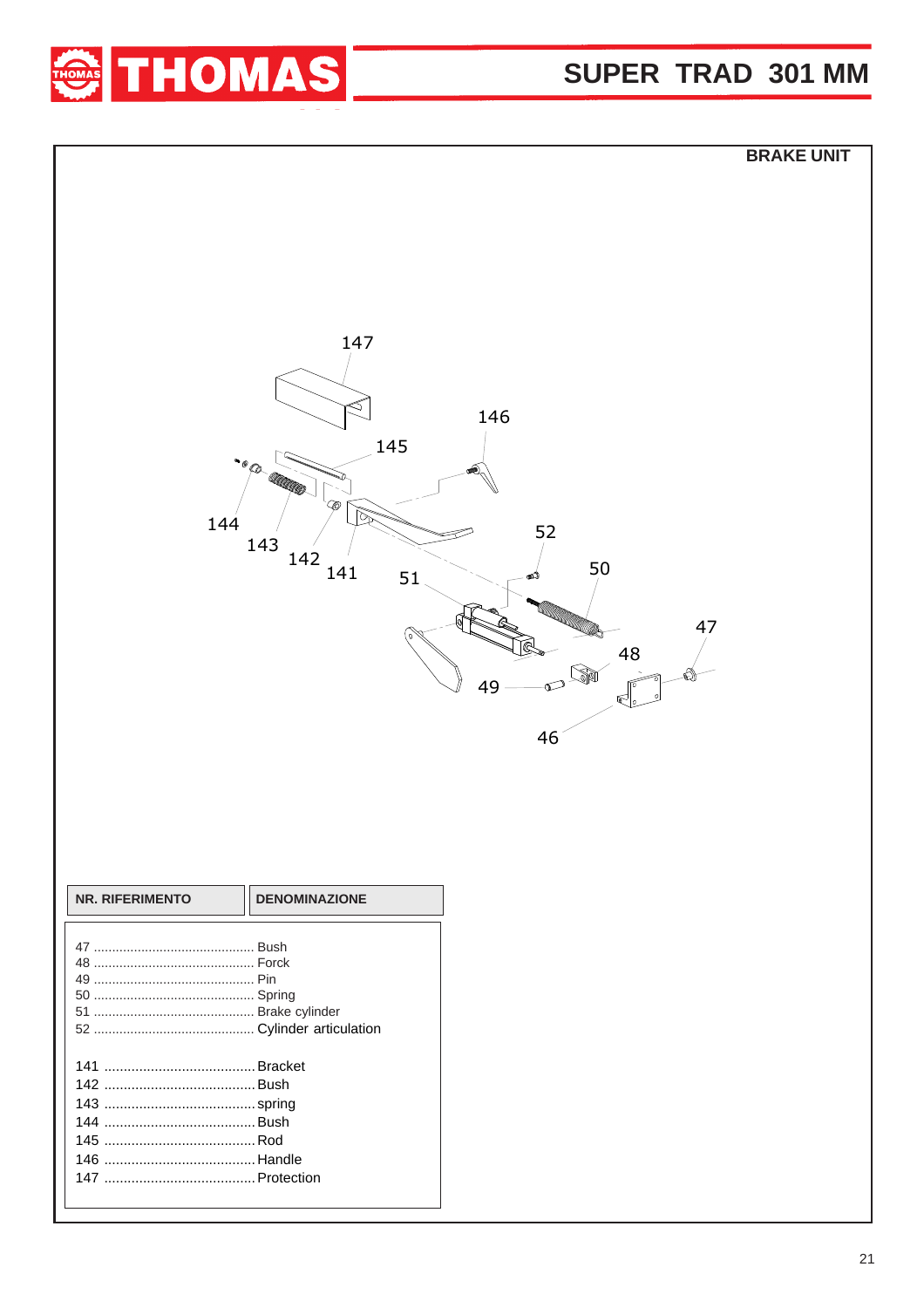# THOMAS

## SUPER TRAD 301 MM

### BRAKE UNIT

| NR. RIFERIMENTO | DENOMINAZIONE |
|---|---|
| 47 | Bush |
| 48 | Forck |
| 49 | Pin |
| 50 | Spring |
| 51 | Brake cylinder |
| 52 | Cylinder articulation |
| 141 | Bracket |
| 142 | Bush |
| 143 | spring |
| 144 | Bush |
| 145 | Rod |
| 146 | Handle |
| 147 | Protection |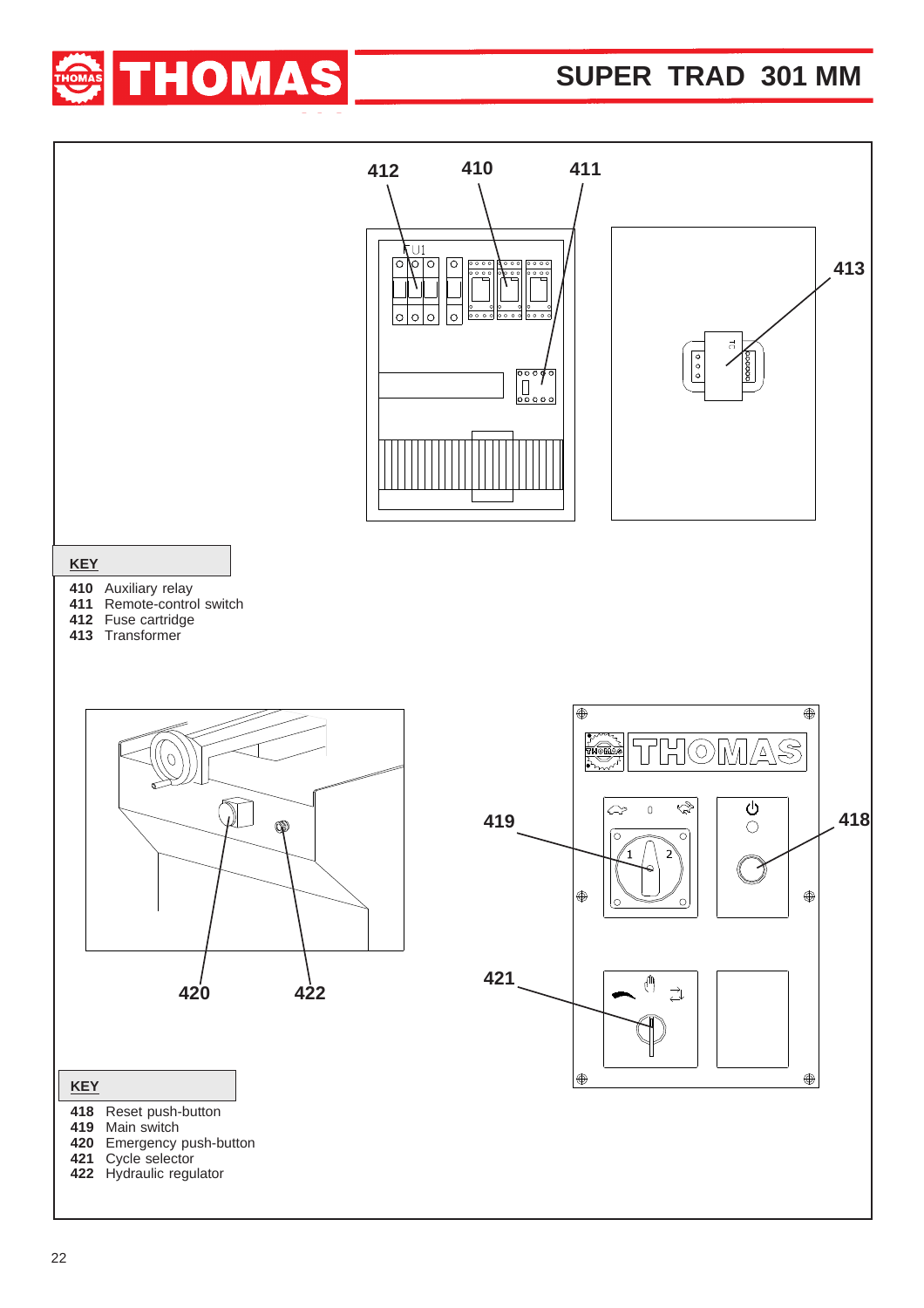412 410 411

413

**KEY**

**410** Auxiliary relay
**411** Remote-control switch
**412** Fuse cartridge
**413** Transformer

419

418

421

420 422

**KEY**

**418** Reset push-button
**419** Main switch
**420** Emergency push-button
**421** Cycle selector
**422** Hydraulic regulator